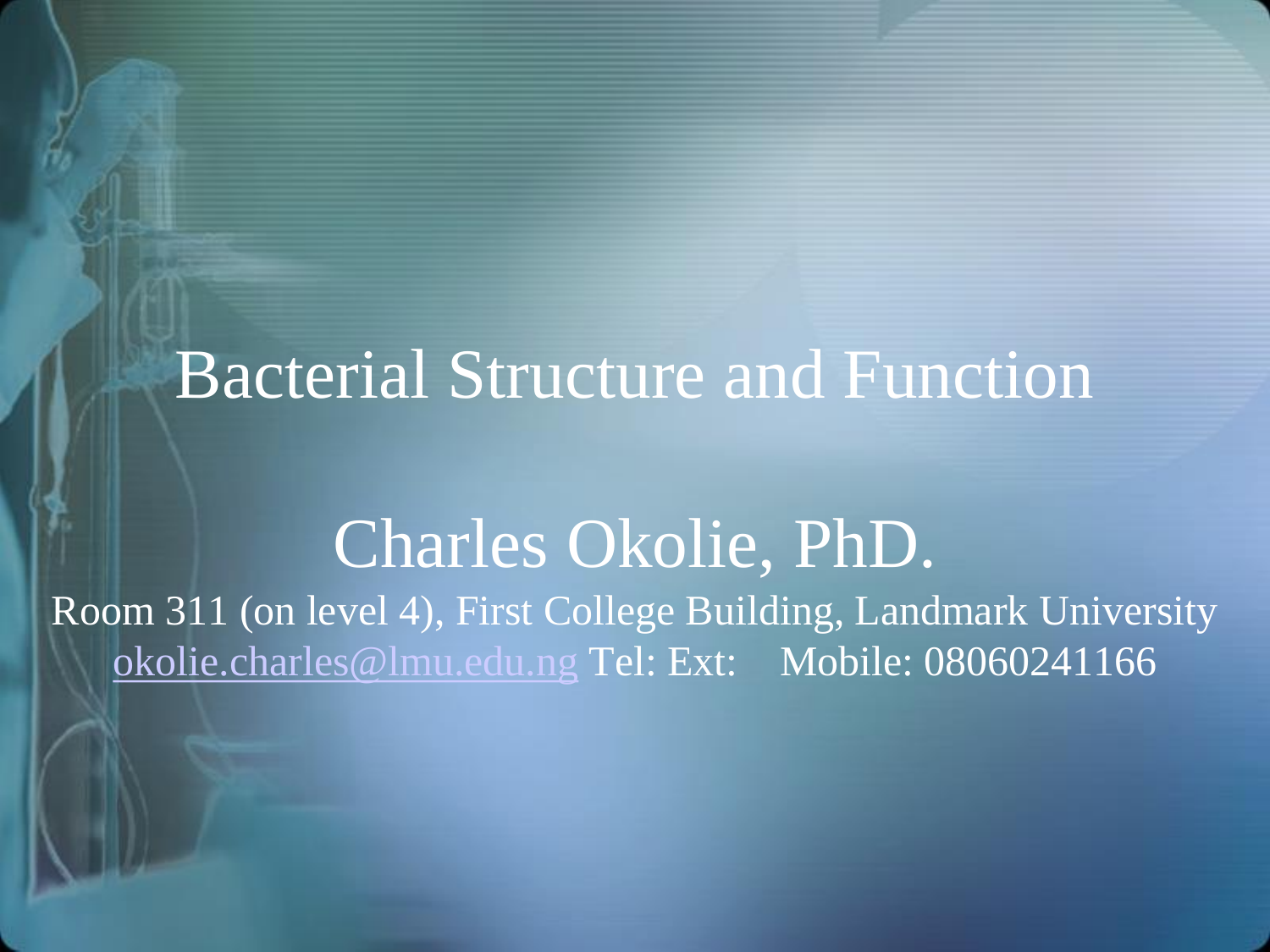# Bacterial Structure and Function

## Charles Okolie, PhD.

Room 311 (on level 4), First College Building, Landmark University

okolie.charles@lmu.edu.ng Tel: Ext: Mobile: 08060241166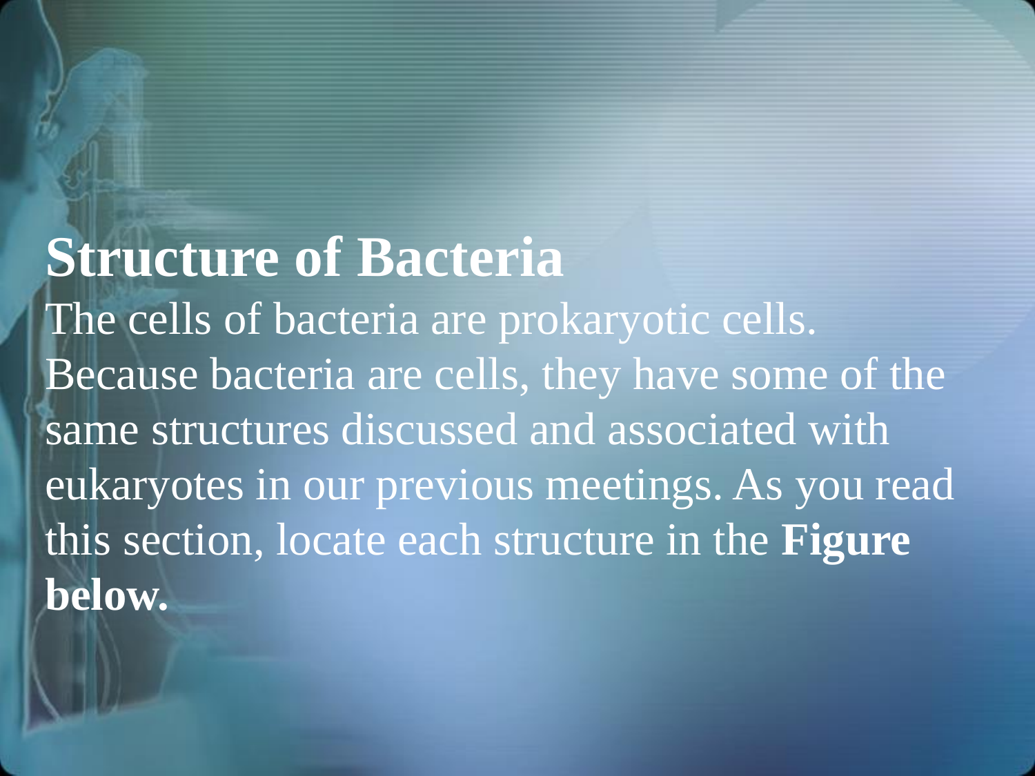## Structure of Bacteria

The cells of bacteria are prokaryotic cells. Because bacteria are cells, they have some of the same structures discussed and associated with eukaryotes in our previous meetings. As you read this section, locate each structure in the **Figure below.**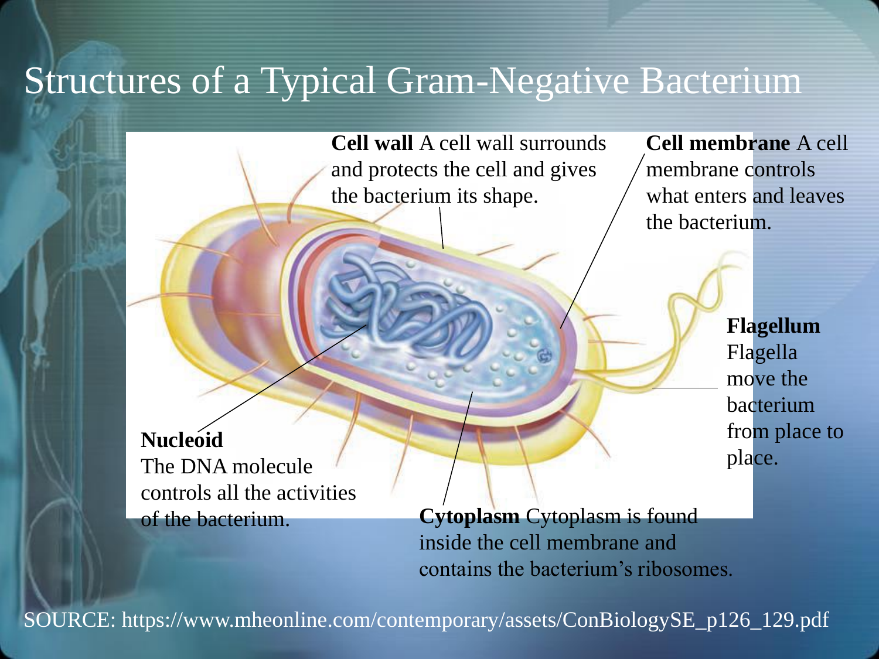# Structures of a Typical Gram-Negative Bacterium

**Cell wall** A cell wall surrounds and protects the cell and gives the bacterium its shape.

**Cell membrane** A cell membrane controls what enters and leaves the bacterium.

**Flagellum** Flagella move the bacterium from place to place.

**Nucleoid** The DNA molecule controls all the activities of the bacterium.

**Cytoplasm** Cytoplasm is found inside the cell membrane and contains the bacterium's ribosomes.

SOURCE: https://www.mheonline.com/contemporary/assets/ConBiologySE_p126_129.pdf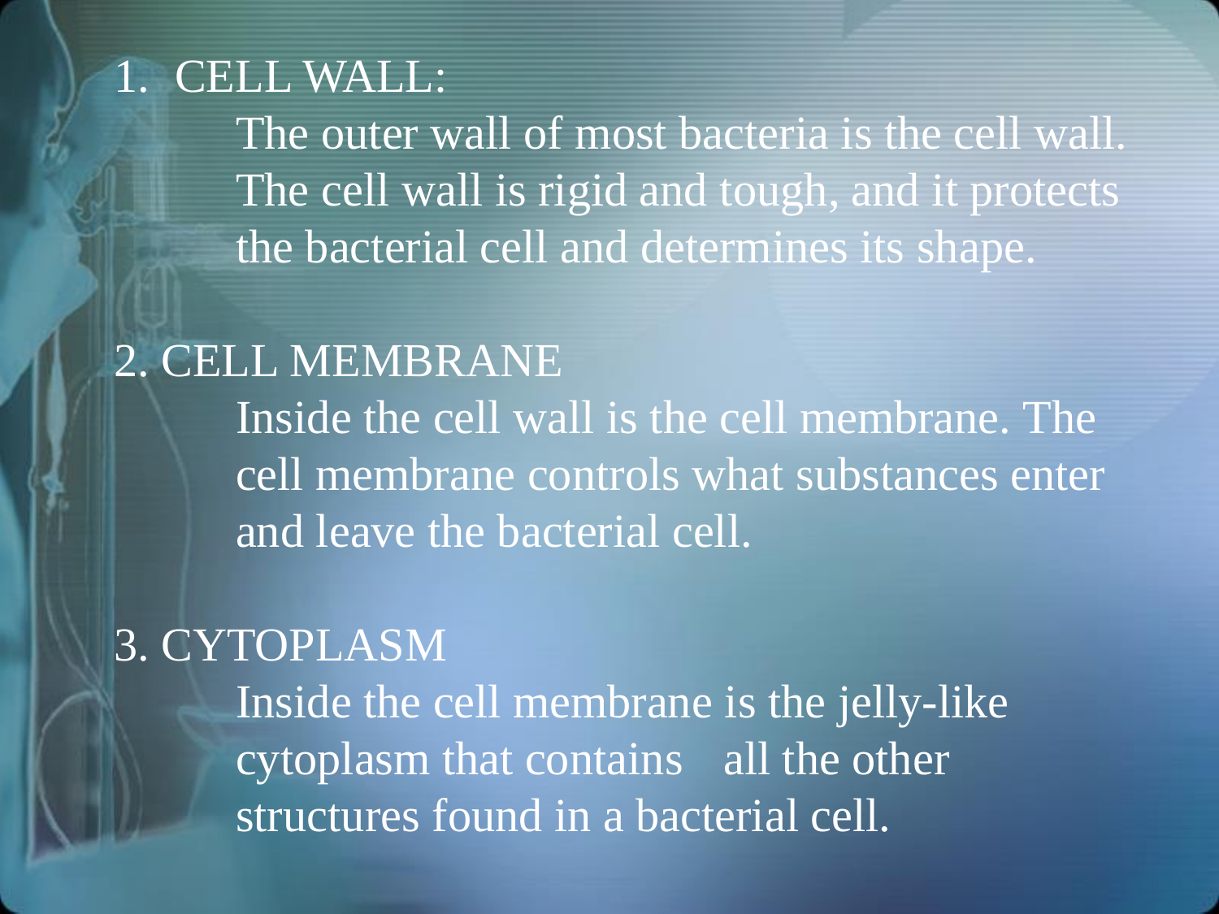1. CELL WALL:

   The outer wall of most bacteria is the cell wall. The cell wall is rigid and tough, and it protects the bacterial cell and determines its shape.

2. CELL MEMBRANE

   Inside the cell wall is the cell membrane. The cell membrane controls what substances enter and leave the bacterial cell.

3. CYTOPLASM

   Inside the cell membrane is the jelly-like cytoplasm that contains all the other structures found in a bacterial cell.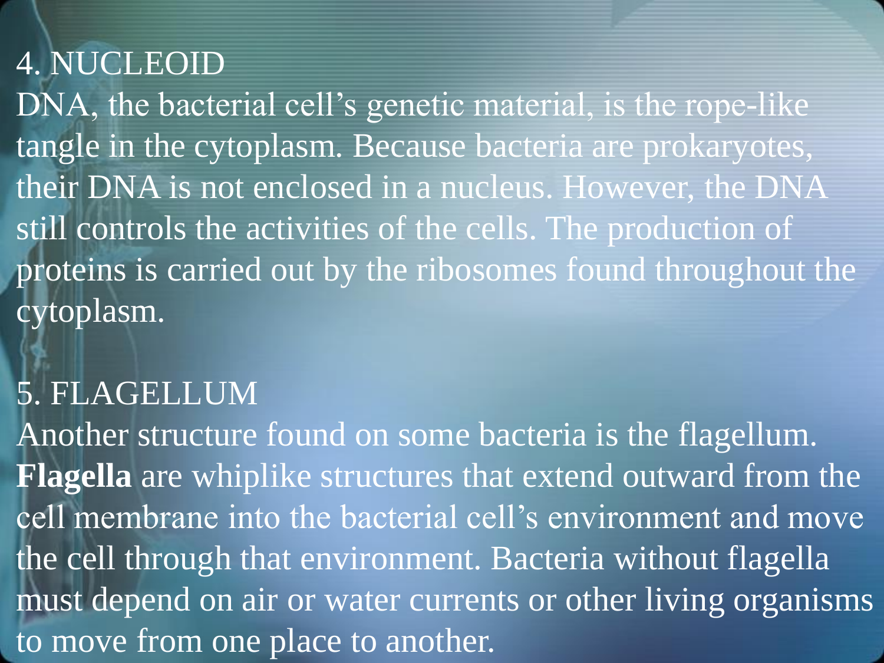## 4. NUCLEOID

DNA, the bacterial cell’s genetic material, is the rope-like tangle in the cytoplasm. Because bacteria are prokaryotes, their DNA is not enclosed in a nucleus. However, the DNA still controls the activities of the cells. The production of proteins is carried out by the ribosomes found throughout the cytoplasm.

## 5. FLAGELLUM

Another structure found on some bacteria is the flagellum. **Flagella** are whiplike structures that extend outward from the cell membrane into the bacterial cell’s environment and move the cell through that environment. Bacteria without flagella must depend on air or water currents or other living organisms to move from one place to another.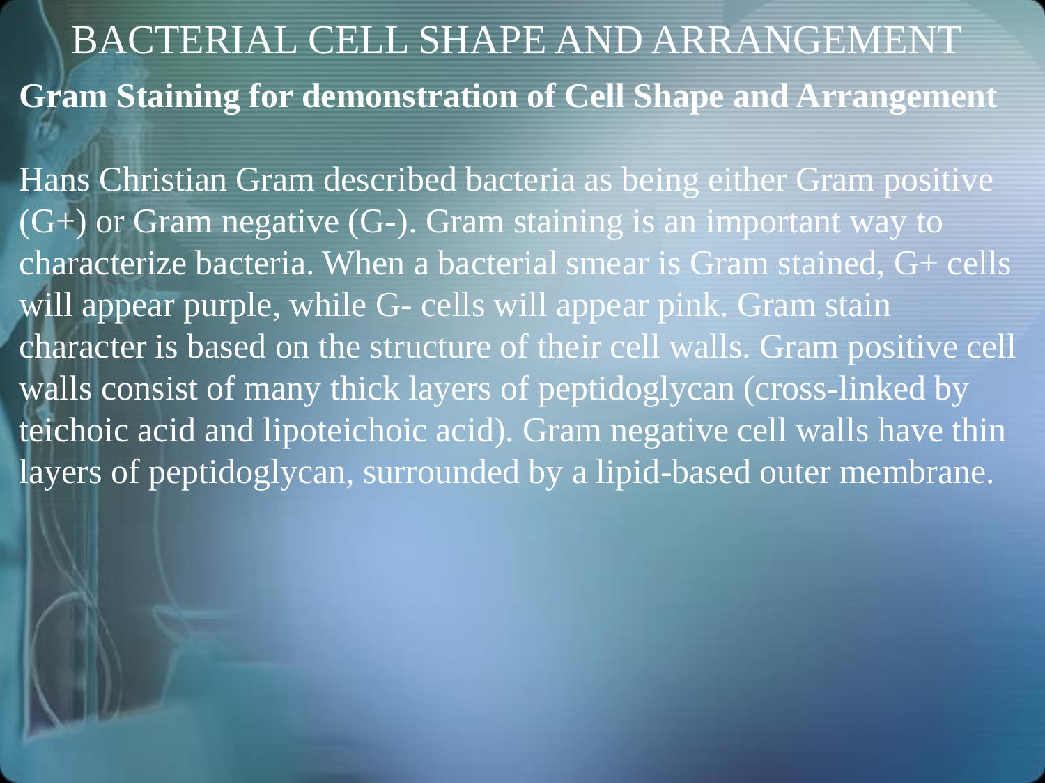# BACTERIAL CELL SHAPE AND ARRANGEMENT

**Gram Staining for demonstration of Cell Shape and Arrangement**

Hans Christian Gram described bacteria as being either Gram positive (G+) or Gram negative (G-). Gram staining is an important way to characterize bacteria. When a bacterial smear is Gram stained, G+ cells will appear purple, while G- cells will appear pink. Gram stain character is based on the structure of their cell walls. Gram positive cell walls consist of many thick layers of peptidoglycan (cross-linked by teichoic acid and lipoteichoic acid). Gram negative cell walls have thin layers of peptidoglycan, surrounded by a lipid-based outer membrane.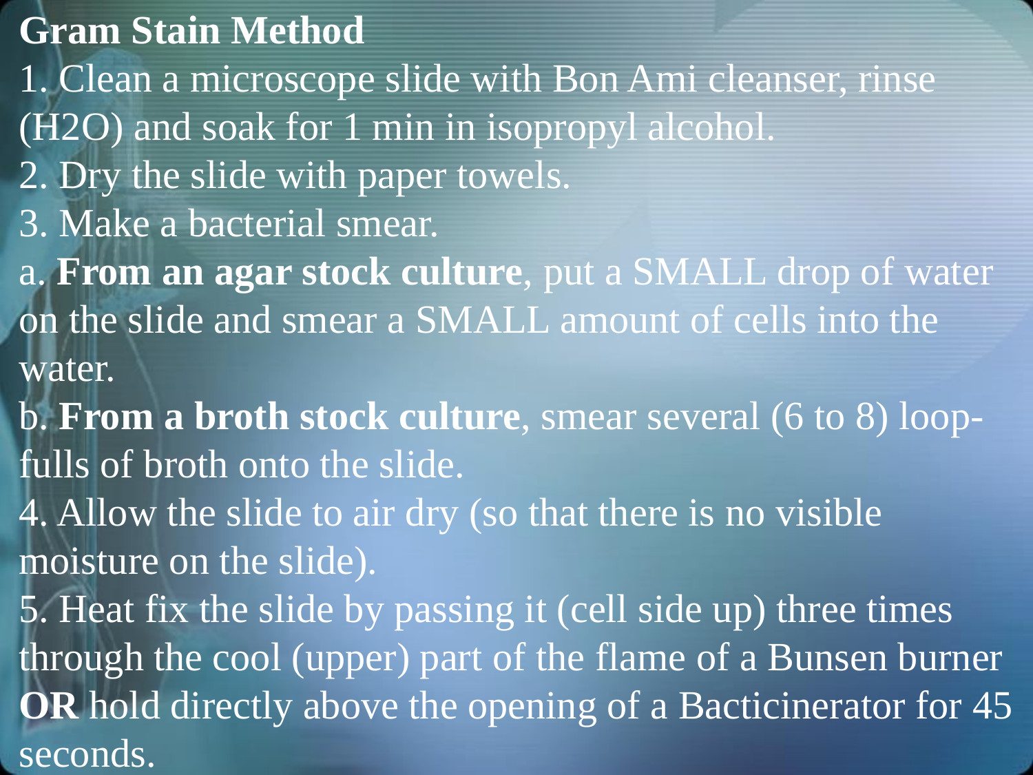# Gram Stain Method

1. Clean a microscope slide with Bon Ami cleanser, rinse ($H_2O$) and soak for 1 min in isopropyl alcohol.
2. Dry the slide with paper towels.
3. Make a bacterial smear.

a. **From an agar stock culture**, put a SMALL drop of water on the slide and smear a SMALL amount of cells into the water.

b. **From a broth stock culture**, smear several (6 to 8) loop-fulls of broth onto the slide.

4. Allow the slide to air dry (so that there is no visible moisture on the slide).
5. Heat fix the slide by passing it (cell side up) three times through the cool (upper) part of the flame of a Bunsen burner **OR** hold directly above the opening of a Bacticinerator for 45 seconds.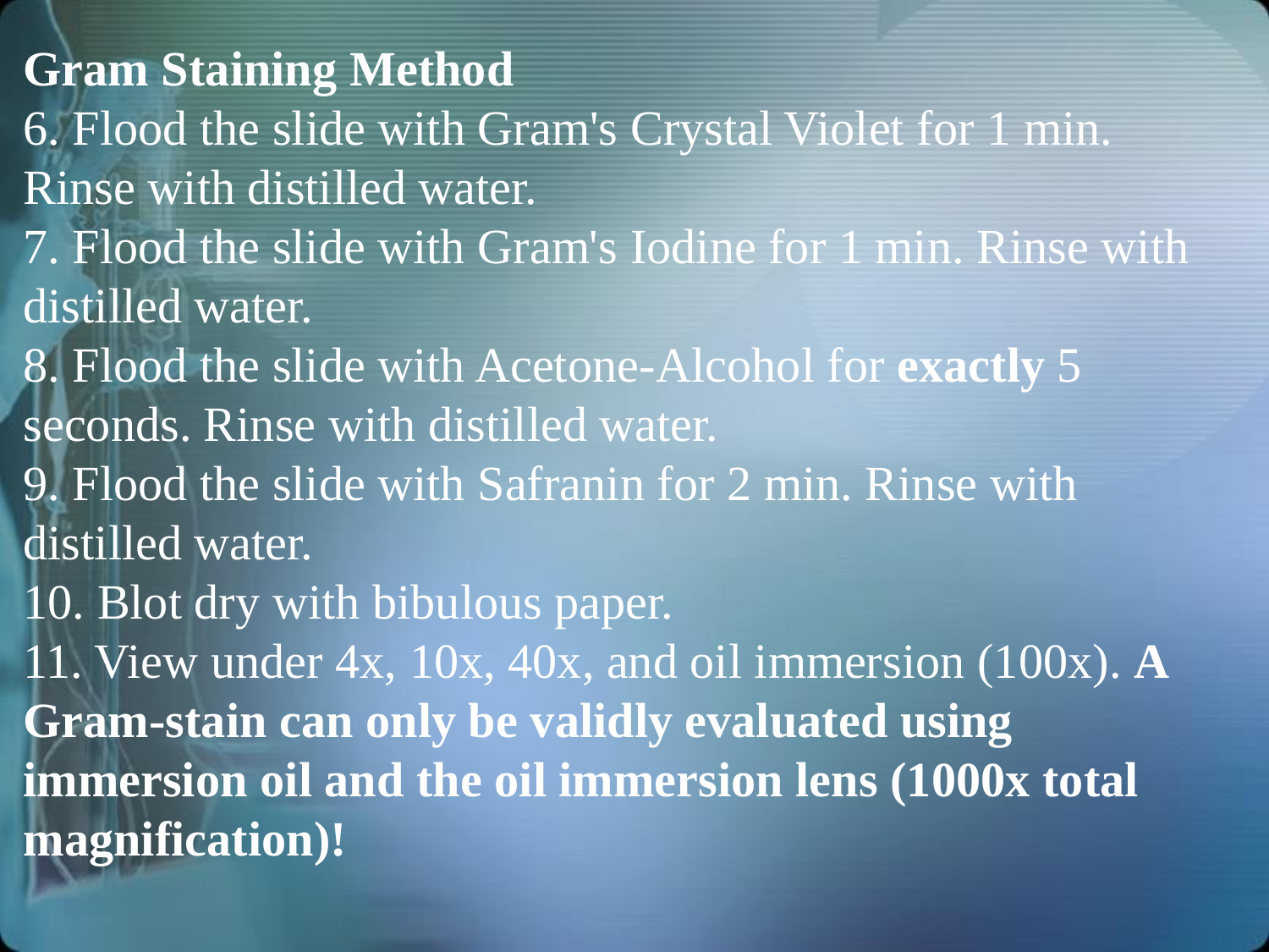## Gram Staining Method

6. Flood the slide with Gram's Crystal Violet for 1 min. Rinse with distilled water.
7. Flood the slide with Gram's Iodine for 1 min. Rinse with distilled water.
8. Flood the slide with Acetone-Alcohol for **exactly** 5 seconds. Rinse with distilled water.
9. Flood the slide with Safranin for 2 min. Rinse with distilled water.
10. Blot dry with bibulous paper.
11. View under 4x, 10x, 40x, and oil immersion (100x). **A Gram-stain can only be validly evaluated using immersion oil and the oil immersion lens (1000x total magnification)!**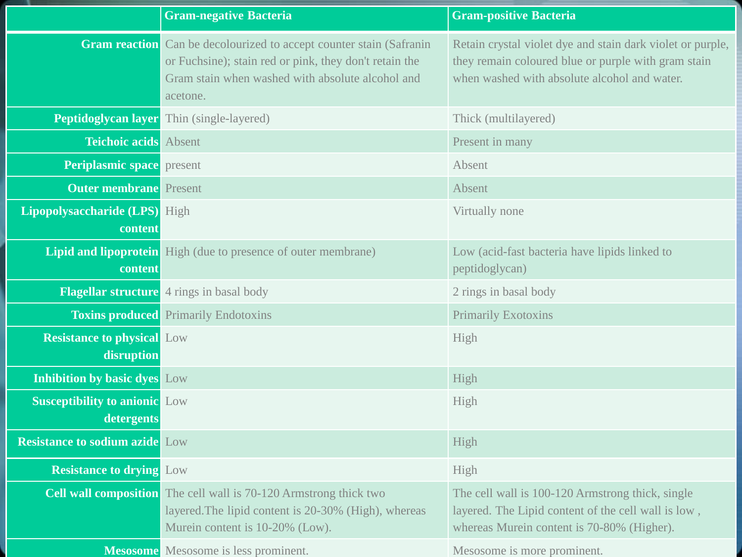| | Gram-negative Bacteria | Gram-positive Bacteria |
|---|---|---|
| Gram reaction | Can be decolourized to accept counter stain (Safranin or Fuchsine); stain red or pink, they don't retain the Gram stain when washed with absolute alcohol and acetone. | Retain crystal violet dye and stain dark violet or purple, they remain coloured blue or purple with gram stain when washed with absolute alcohol and water. |
| Peptidoglycan layer | Thin (single-layered) | Thick (multilayered) |
| Teichoic acids | Absent | Present in many |
| Periplasmic space | present | Absent |
| Outer membrane | Present | Absent |
| Lipopolysaccharide (LPS) content | High | Virtually none |
| Lipid and lipoprotein content | High (due to presence of outer membrane) | Low (acid-fast bacteria have lipids linked to peptidoglycan) |
| Flagellar structure | 4 rings in basal body | 2 rings in basal body |
| Toxins produced | Primarily Endotoxins | Primarily Exotoxins |
| Resistance to physical disruption | Low | High |
| Inhibition by basic dyes | Low | High |
| Susceptibility to anionic detergents | Low | High |
| Resistance to sodium azide | Low | High |
| Resistance to drying | Low | High |
| Cell wall composition | The cell wall is 70-120 Armstrong thick two layered.The lipid content is 20-30% (High), whereas Murein content is 10-20% (Low). | The cell wall is 100-120 Armstrong thick, single layered. The Lipid content of the cell wall is low , whereas Murein content is 70-80% (Higher). |
| Mesosome | Mesosome is less prominent. | Mesosome is more prominent. |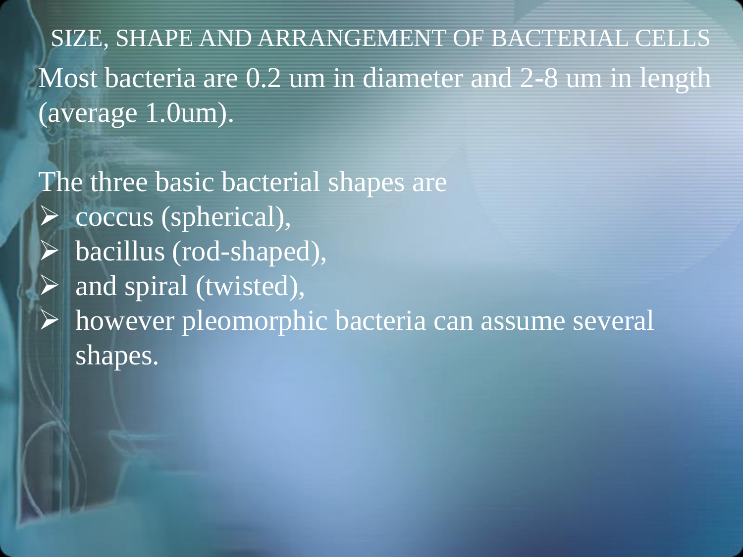## SIZE, SHAPE AND ARRANGEMENT OF BACTERIAL CELLS

Most bacteria are 0.2 um in diameter and 2-8 um in length (average 1.0um).

The three basic bacterial shapes are

- coccus (spherical),
- bacillus (rod-shaped),
- and spiral (twisted),
- however pleomorphic bacteria can assume several shapes.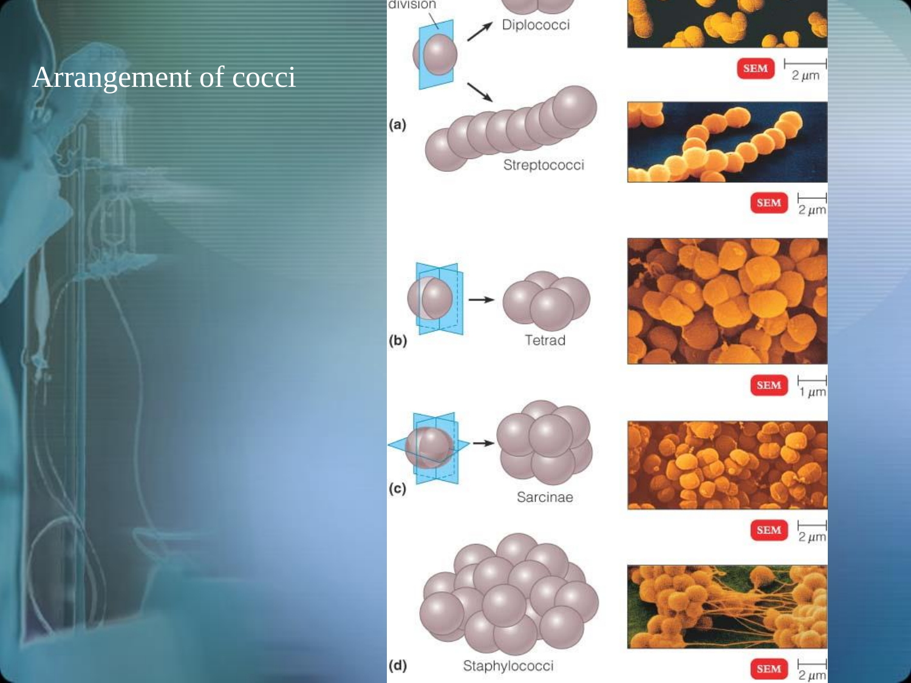# Arrangement of cocci

division

(a) Diplococci

Streptococci

SEM 2 μm

SEM 2 μm

(b) Tetrad

SEM 1 μm

(c) Sarcinae

SEM 2 μm

(d) Staphylococci

SEM 2 μm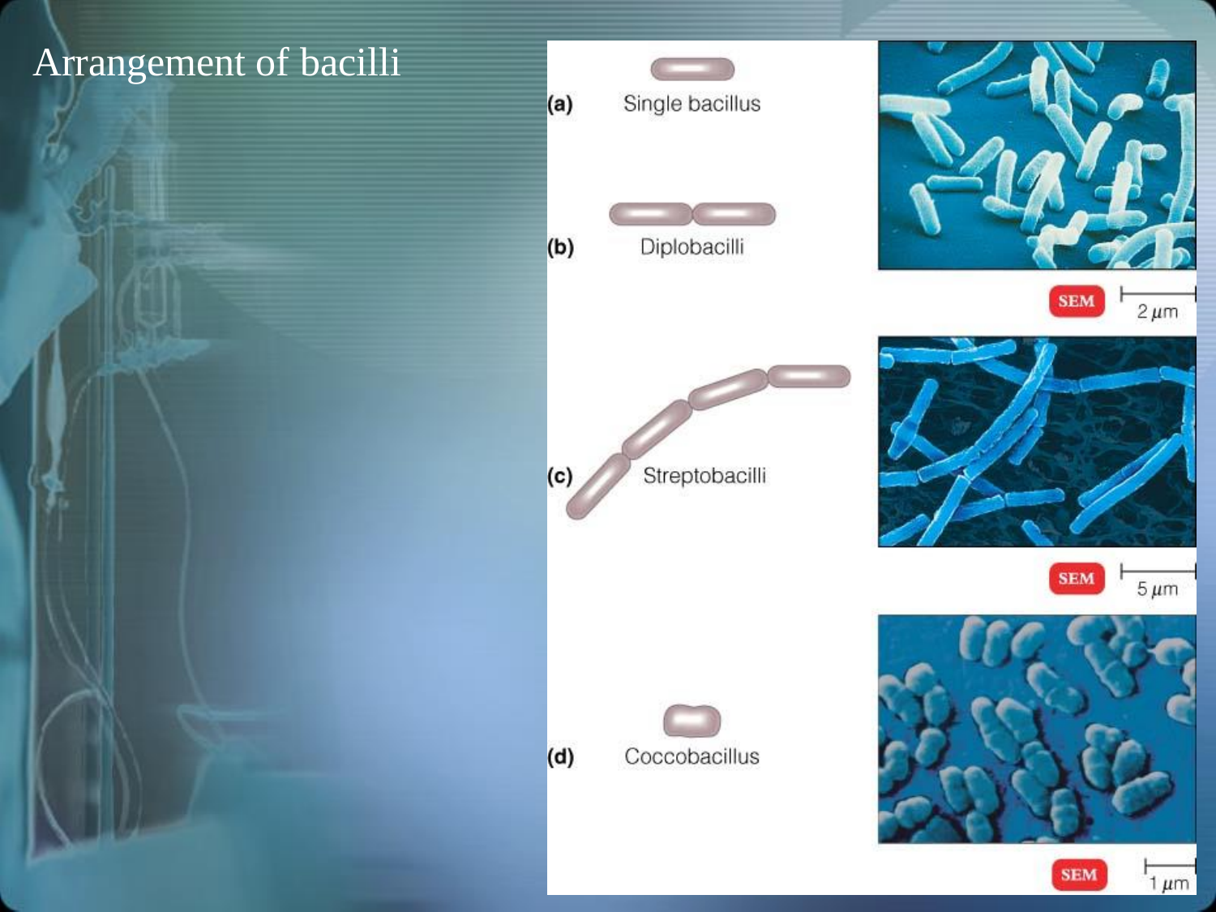# Arrangement of bacilli

(a) Single bacillus

(b) Diplobacilli

(c) Streptobacilli

(d) Coccobacillus

SEM 2 μm

SEM 5 μm

SEM 1 μm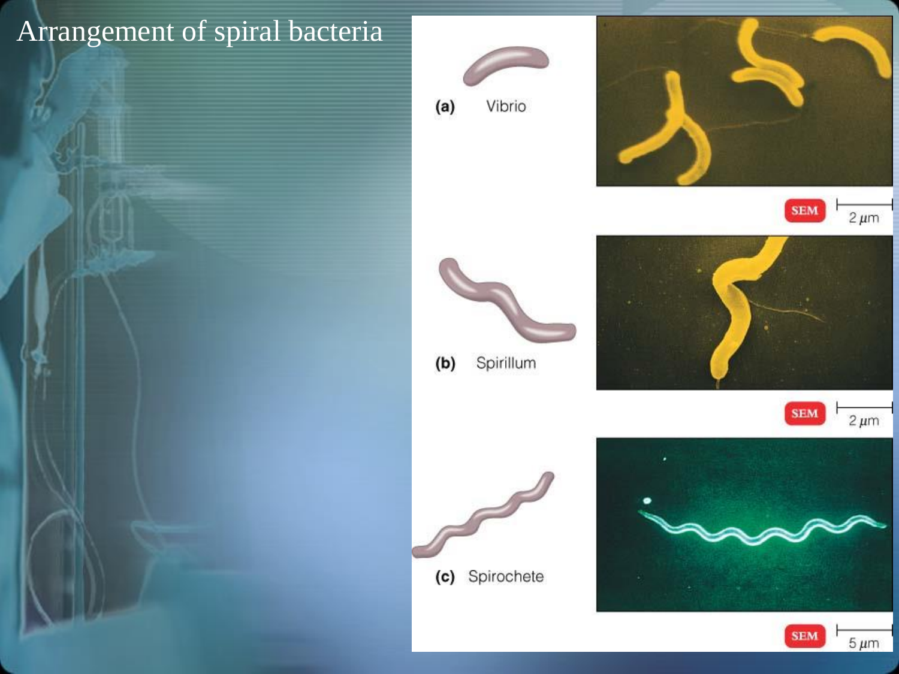# Arrangement of spiral bacteria

(a) Vibrio

SEM 2 μm

(b) Spirillum

SEM 2 μm

(c) Spirochete

SEM 5 μm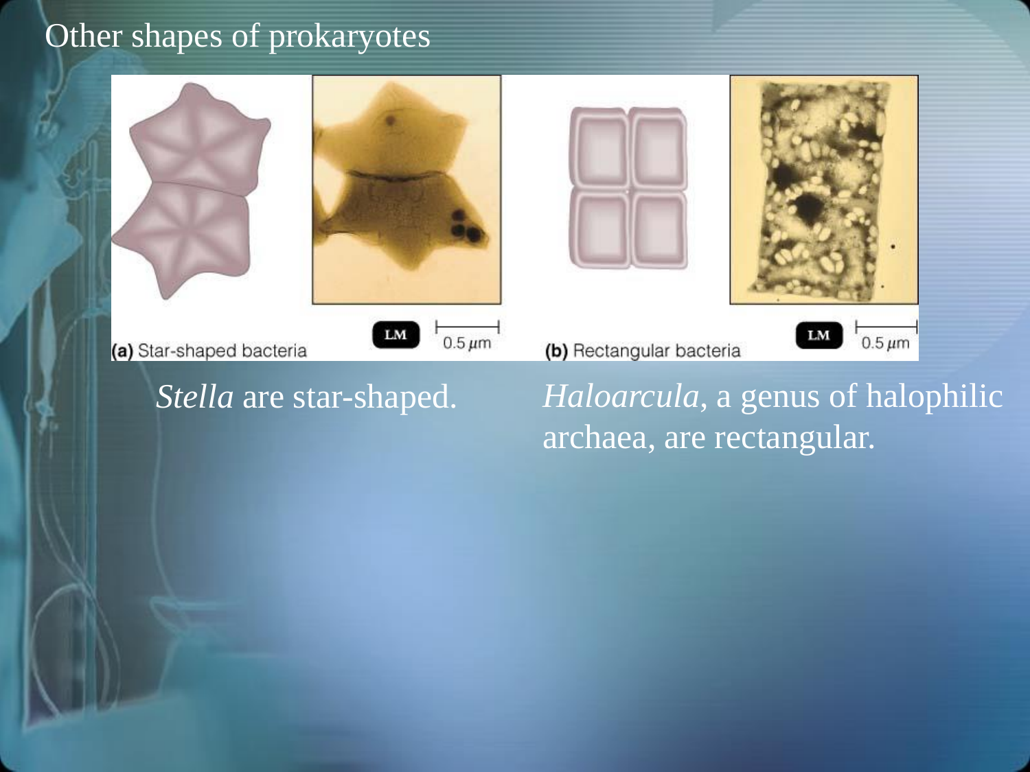# Other shapes of prokaryotes

(a) Star-shaped bacteria

LM

0.5 μm

(b) Rectangular bacteria

LM

0.5 μm

*Stella* are star-shaped.

*Haloarcula*, a genus of halophilic archaea, are rectangular.